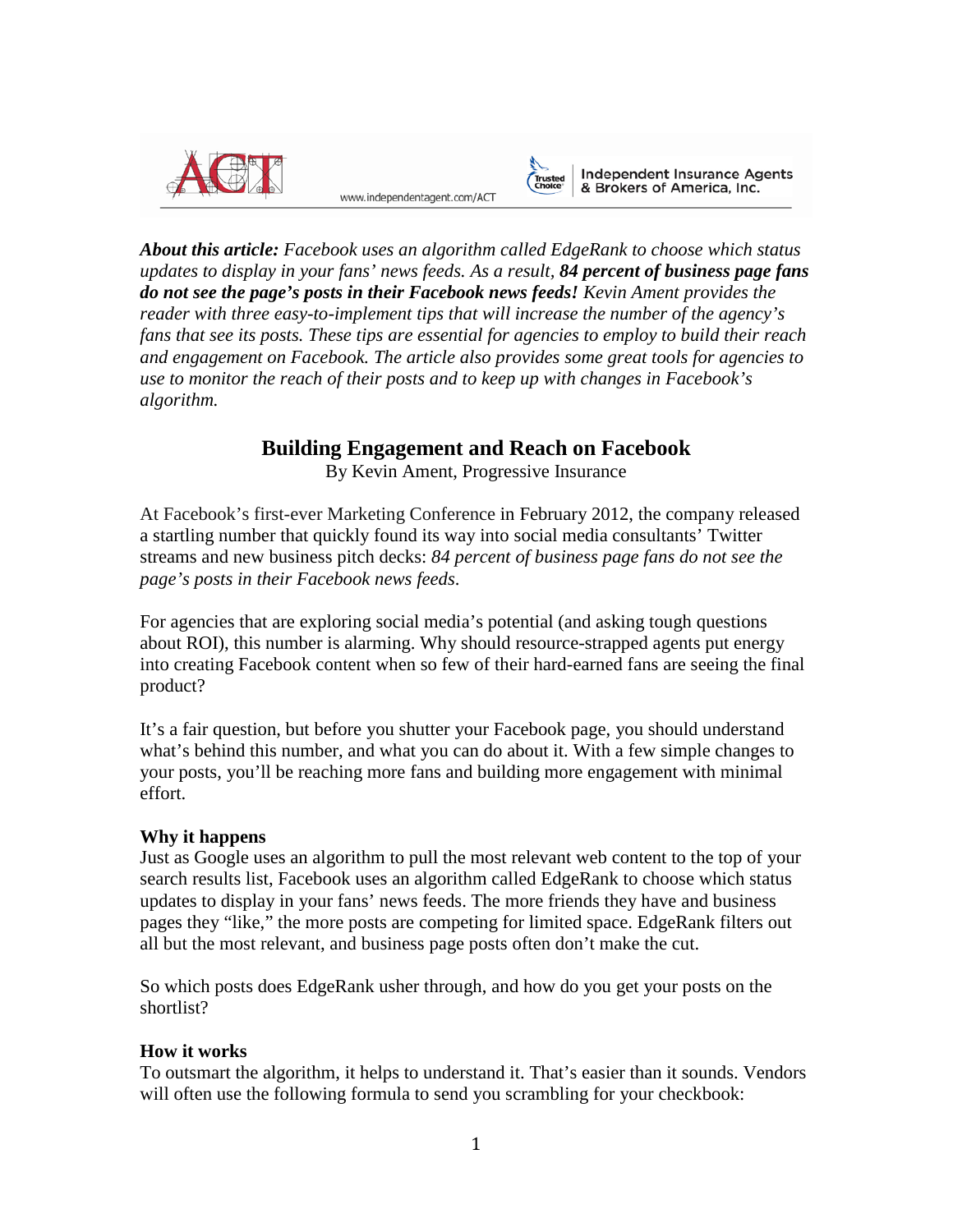*About this article:* *Facebook uses an algorithm called EdgeRank to choose which status updates to display in your fans' news feeds. As a result,* ***84 percent of business page fans do not see the page's posts in their Facebook news feeds!*** *Kevin Ament provides the reader with three easy-to-implement tips that will increase the number of the agency's fans that see its posts. These tips are essential for agencies to employ to build their reach and engagement on Facebook. The article also provides some great tools for agencies to use to monitor the reach of their posts and to keep up with changes in Facebook's algorithm.*

# Building Engagement and Reach on Facebook

By Kevin Ament, Progressive Insurance

At Facebook's first-ever Marketing Conference in February 2012, the company released a startling number that quickly found its way into social media consultants' Twitter streams and new business pitch decks: *84 percent of business page fans do not see the page's posts in their Facebook news feeds*.

For agencies that are exploring social media's potential (and asking tough questions about ROI), this number is alarming. Why should resource-strapped agents put energy into creating Facebook content when so few of their hard-earned fans are seeing the final product?

It's a fair question, but before you shutter your Facebook page, you should understand what's behind this number, and what you can do about it. With a few simple changes to your posts, you'll be reaching more fans and building more engagement with minimal effort.

### Why it happens

Just as Google uses an algorithm to pull the most relevant web content to the top of your search results list, Facebook uses an algorithm called EdgeRank to choose which status updates to display in your fans' news feeds. The more friends they have and business pages they "like," the more posts are competing for limited space. EdgeRank filters out all but the most relevant, and business page posts often don't make the cut.

So which posts does EdgeRank usher through, and how do you get your posts on the shortlist?

### How it works

To outsmart the algorithm, it helps to understand it. That's easier than it sounds. Vendors will often use the following formula to send you scrambling for your checkbook: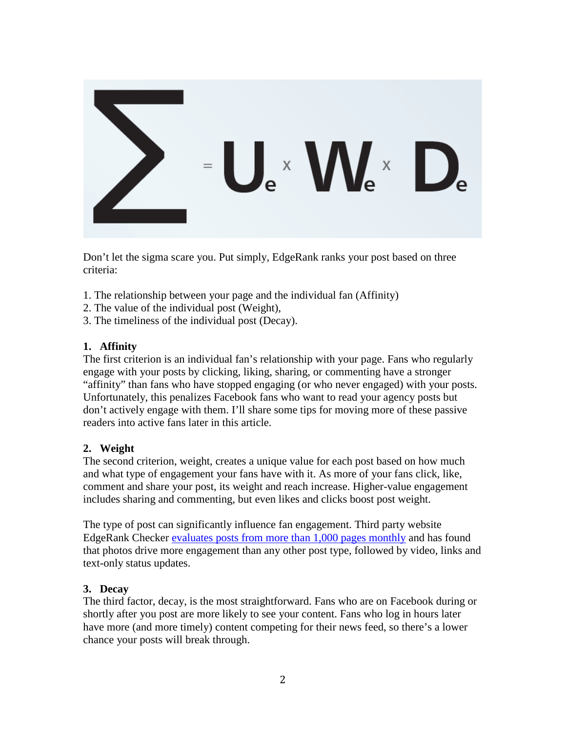$$\sum = U_e \times W_e \times D_e$$

Don't let the sigma scare you. Put simply, EdgeRank ranks your post based on three criteria:

1. The relationship between your page and the individual fan (Affinity)
2. The value of the individual post (Weight),
3. The timeliness of the individual post (Decay).

**1. Affinity**

The first criterion is an individual fan's relationship with your page. Fans who regularly engage with your posts by clicking, liking, sharing, or commenting have a stronger "affinity" than fans who have stopped engaging (or who never engaged) with your posts. Unfortunately, this penalizes Facebook fans who want to read your agency posts but don't actively engage with them. I'll share some tips for moving more of these passive readers into active fans later in this article.

**2. Weight**

The second criterion, weight, creates a unique value for each post based on how much and what type of engagement your fans have with it. As more of your fans click, like, comment and share your post, its weight and reach increase. Higher-value engagement includes sharing and commenting, but even likes and clicks boost post weight.

The type of post can significantly influence fan engagement. Third party website EdgeRank Checker evaluates posts from more than 1,000 pages monthly and has found that photos drive more engagement than any other post type, followed by video, links and text-only status updates.

**3. Decay**

The third factor, decay, is the most straightforward. Fans who are on Facebook during or shortly after you post are more likely to see your content. Fans who log in hours later have more (and more timely) content competing for their news feed, so there's a lower chance your posts will break through.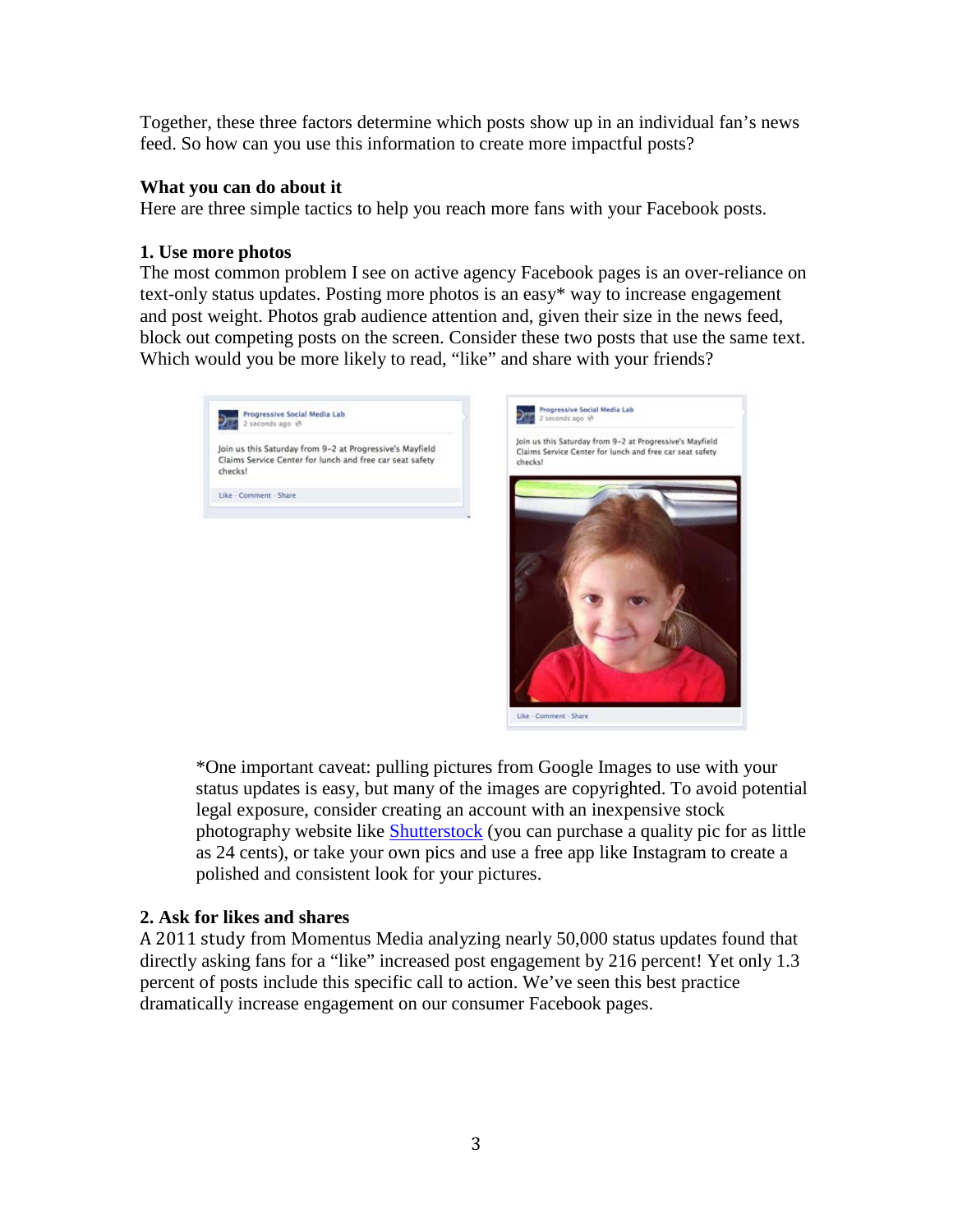Together, these three factors determine which posts show up in an individual fan's news feed. So how can you use this information to create more impactful posts?

**What you can do about it**

Here are three simple tactics to help you reach more fans with your Facebook posts.

**1. Use more photos**

The most common problem I see on active agency Facebook pages is an over-reliance on text-only status updates. Posting more photos is an easy* way to increase engagement and post weight. Photos grab audience attention and, given their size in the news feed, block out competing posts on the screen. Consider these two posts that use the same text. Which would you be more likely to read, "like" and share with your friends?

> *One important caveat: pulling pictures from Google Images to use with your status updates is easy, but many of the images are copyrighted. To avoid potential legal exposure, consider creating an account with an inexpensive stock photography website like Shutterstock (you can purchase a quality pic for as little as 24 cents), or take your own pics and use a free app like Instagram to create a polished and consistent look for your pictures.

**2. Ask for likes and shares**

A 2011 study from Momentus Media analyzing nearly 50,000 status updates found that directly asking fans for a "like" increased post engagement by 216 percent! Yet only 1.3 percent of posts include this specific call to action. We've seen this best practice dramatically increase engagement on our consumer Facebook pages.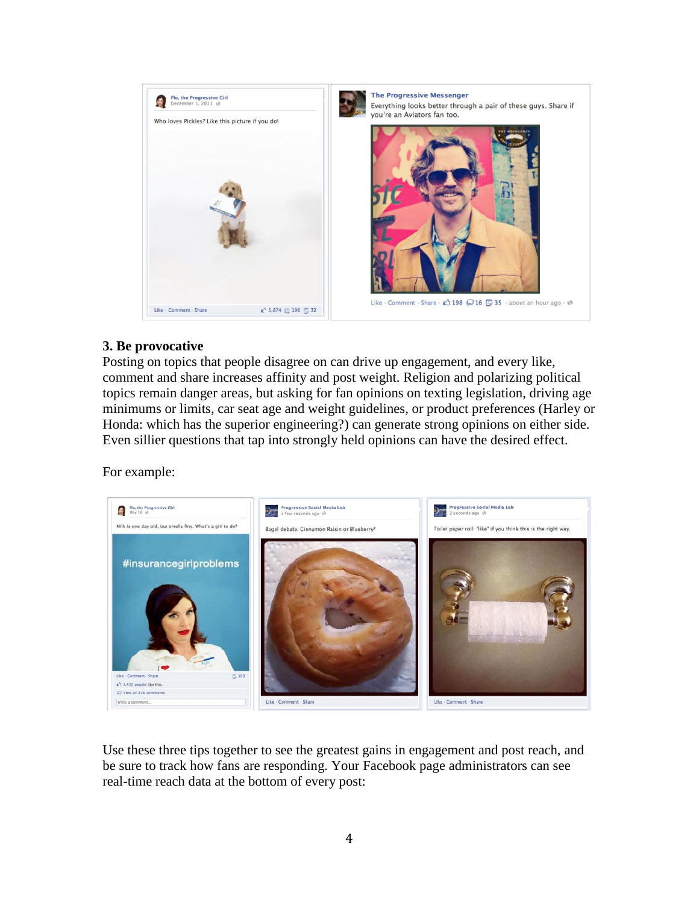### 3. Be provocative

Posting on topics that people disagree on can drive up engagement, and every like, comment and share increases affinity and post weight. Religion and polarizing political topics remain danger areas, but asking for fan opinions on texting legislation, driving age minimums or limits, car seat age and weight guidelines, or product preferences (Harley or Honda: which has the superior engineering?) can generate strong opinions on either side. Even sillier questions that tap into strongly held opinions can have the desired effect.

For example:

Use these three tips together to see the greatest gains in engagement and post reach, and be sure to track how fans are responding. Your Facebook page administrators can see real-time reach data at the bottom of every post: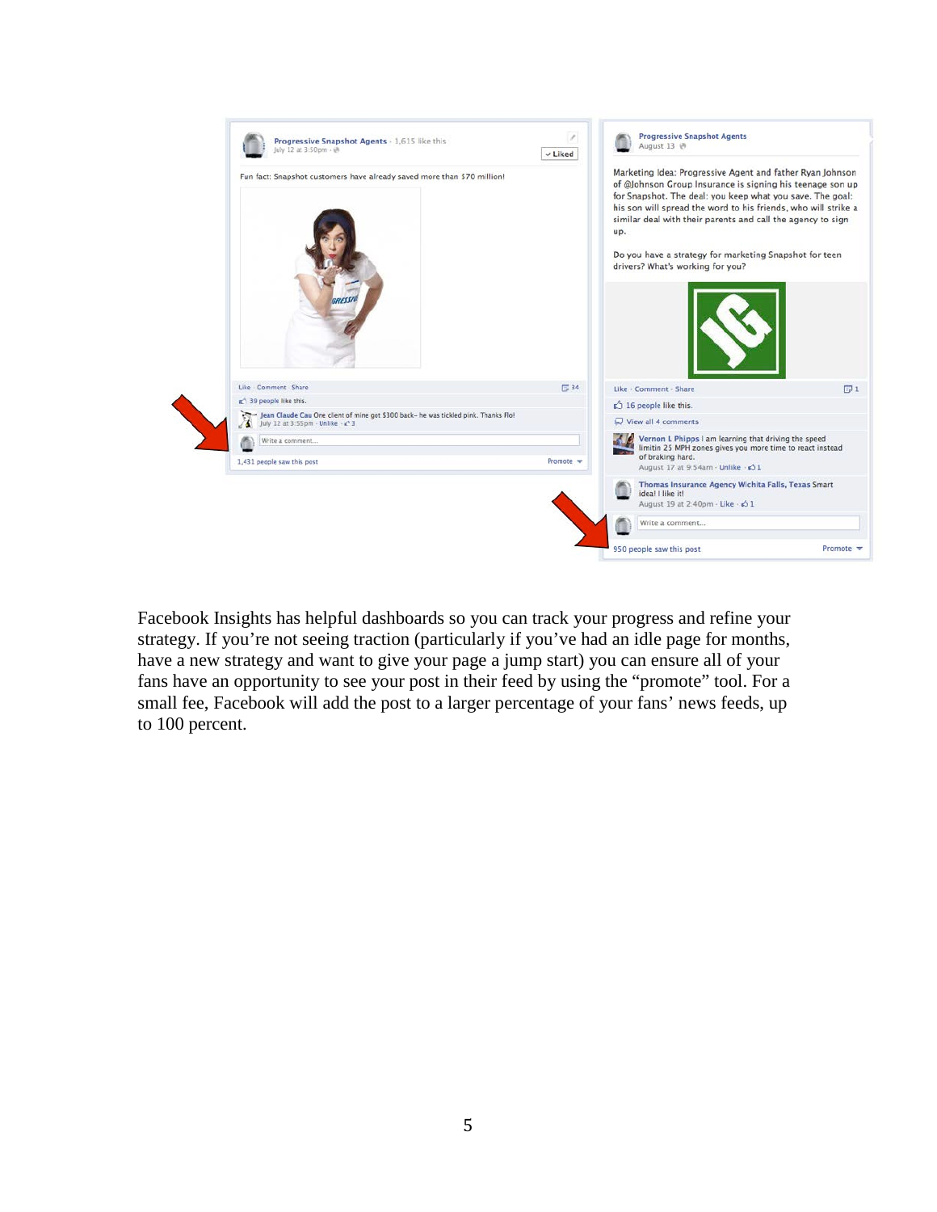Facebook Insights has helpful dashboards so you can track your progress and refine your strategy. If you're not seeing traction (particularly if you've had an idle page for months, have a new strategy and want to give your page a jump start) you can ensure all of your fans have an opportunity to see your post in their feed by using the "promote" tool. For a small fee, Facebook will add the post to a larger percentage of your fans' news feeds, up to 100 percent.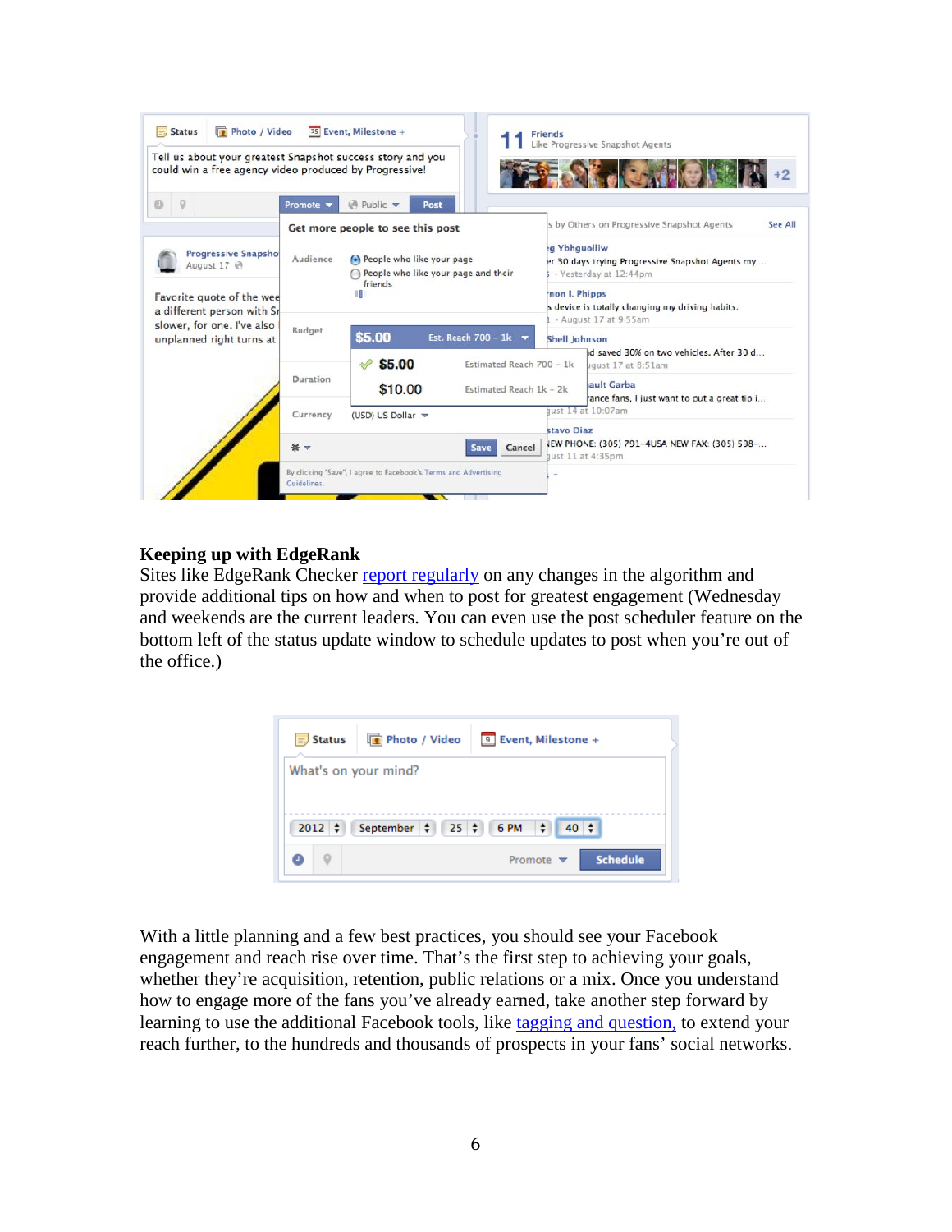## Keeping up with EdgeRank

Sites like EdgeRank Checker report regularly on any changes in the algorithm and provide additional tips on how and when to post for greatest engagement (Wednesday and weekends are the current leaders. You can even use the post scheduler feature on the bottom left of the status update window to schedule updates to post when you're out of the office.)

With a little planning and a few best practices, you should see your Facebook engagement and reach rise over time. That's the first step to achieving your goals, whether they're acquisition, retention, public relations or a mix. Once you understand how to engage more of the fans you've already earned, take another step forward by learning to use the additional Facebook tools, like tagging and question, to extend your reach further, to the hundreds and thousands of prospects in your fans' social networks.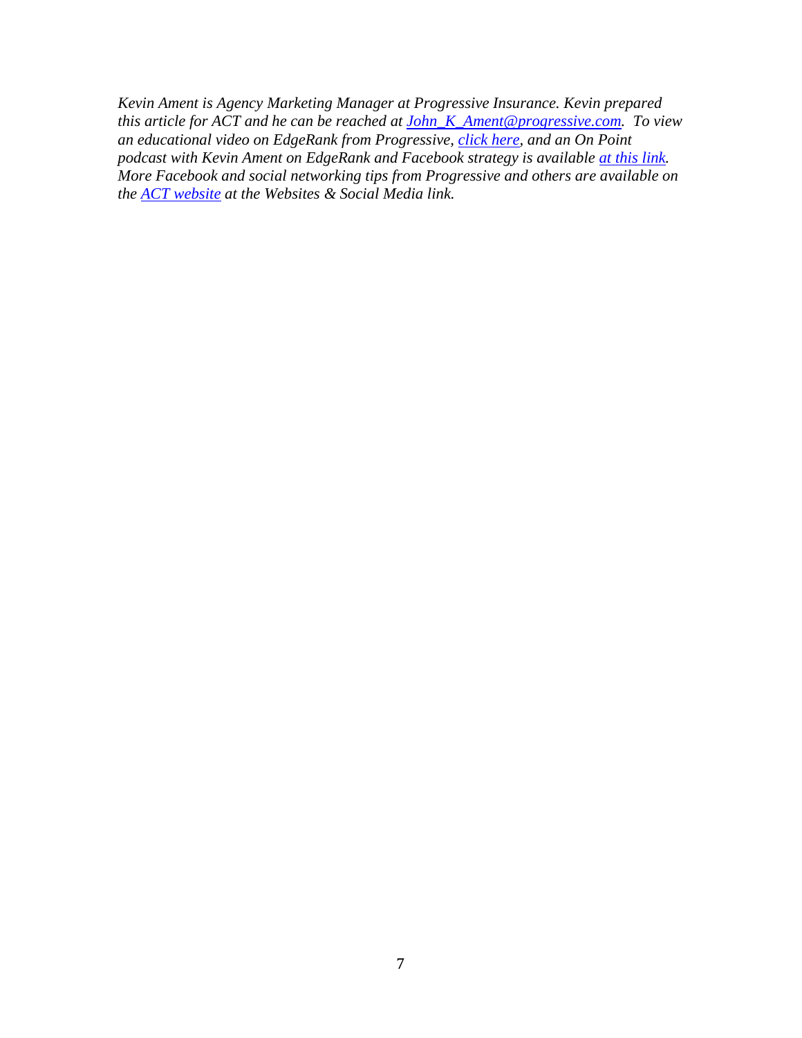*Kevin Ament is Agency Marketing Manager at Progressive Insurance. Kevin prepared this article for ACT and he can be reached at John_K_Ament@progressive.com. To view an educational video on EdgeRank from Progressive, click here, and an On Point podcast with Kevin Ament on EdgeRank and Facebook strategy is available at this link. More Facebook and social networking tips from Progressive and others are available on the ACT website at the Websites & Social Media link.*